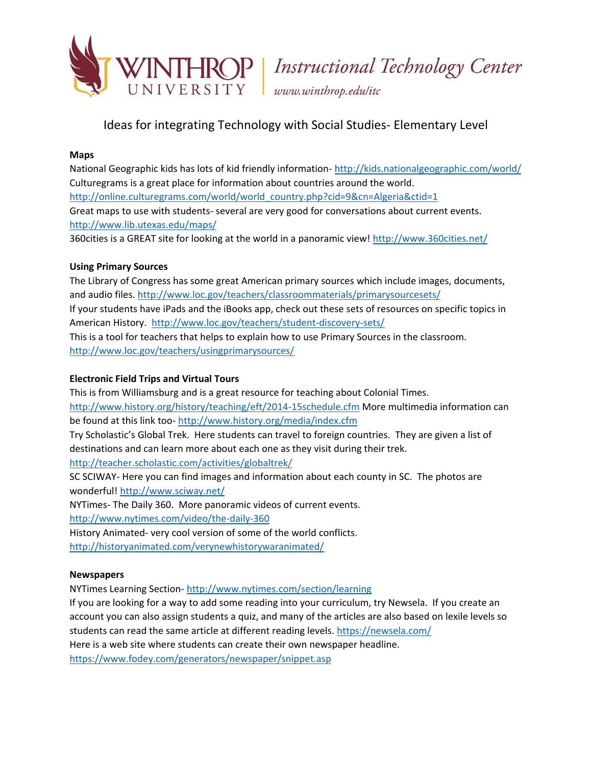Winthrop University | Instructional Technology Center
www.winthrop.edu/itc

# Ideas for integrating Technology with Social Studies- Elementary Level

**Maps**

National Geographic kids has lots of kid friendly information- http://kids.nationalgeographic.com/world/
Culturegrams is a great place for information about countries around the world.
http://online.culturegrams.com/world/world_country.php?cid=9&cn=Algeria&ctid=1
Great maps to use with students- several are very good for conversations about current events.
http://www.lib.utexas.edu/maps/
360cities is a GREAT site for looking at the world in a panoramic view! http://www.360cities.net/

**Using Primary Sources**

The Library of Congress has some great American primary sources which include images, documents, and audio files. http://www.loc.gov/teachers/classroommaterials/primarysourcesets/
If your students have iPads and the iBooks app, check out these sets of resources on specific topics in American History. http://www.loc.gov/teachers/student-discovery-sets/
This is a tool for teachers that helps to explain how to use Primary Sources in the classroom.
http://www.loc.gov/teachers/usingprimarysources/

**Electronic Field Trips and Virtual Tours**

This is from Williamsburg and is a great resource for teaching about Colonial Times.
http://www.history.org/history/teaching/eft/2014-15schedule.cfm More multimedia information can be found at this link too- http://www.history.org/media/index.cfm
Try Scholastic's Global Trek. Here students can travel to foreign countries. They are given a list of destinations and can learn more about each one as they visit during their trek.
http://teacher.scholastic.com/activities/globaltrek/
SC SCIWAY- Here you can find images and information about each county in SC. The photos are wonderful! http://www.sciway.net/
NYTimes- The Daily 360. More panoramic videos of current events.
http://www.nytimes.com/video/the-daily-360
History Animated- very cool version of some of the world conflicts.
http://historyanimated.com/verynewhistorywaranimated/

**Newspapers**

NYTimes Learning Section- http://www.nytimes.com/section/learning
If you are looking for a way to add some reading into your curriculum, try Newsela. If you create an account you can also assign students a quiz, and many of the articles are also based on lexile levels so students can read the same article at different reading levels. https://newsela.com/
Here is a web site where students can create their own newspaper headline.
https://www.fodey.com/generators/newspaper/snippet.asp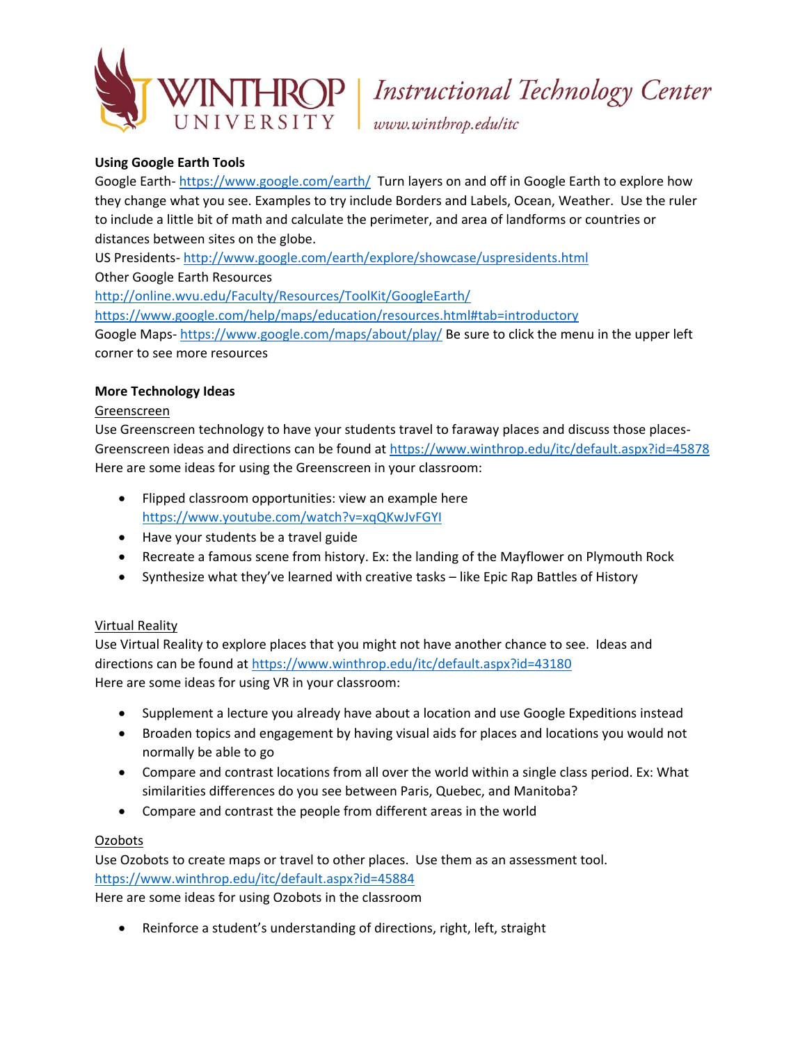**Using Google Earth Tools**

Google Earth- https://www.google.com/earth/ Turn layers on and off in Google Earth to explore how they change what you see. Examples to try include Borders and Labels, Ocean, Weather. Use the ruler to include a little bit of math and calculate the perimeter, and area of landforms or countries or distances between sites on the globe.

US Presidents- http://www.google.com/earth/explore/showcase/uspresidents.html

Other Google Earth Resources

http://online.wvu.edu/Faculty/Resources/ToolKit/GoogleEarth/

https://www.google.com/help/maps/education/resources.html#tab=introductory

Google Maps- https://www.google.com/maps/about/play/ Be sure to click the menu in the upper left corner to see more resources

**More Technology Ideas**

Greenscreen

Use Greenscreen technology to have your students travel to faraway places and discuss those places- Greenscreen ideas and directions can be found at https://www.winthrop.edu/itc/default.aspx?id=45878

Here are some ideas for using the Greenscreen in your classroom:

- Flipped classroom opportunities: view an example here https://www.youtube.com/watch?v=xqQKwJvFGYI
- Have your students be a travel guide
- Recreate a famous scene from history. Ex: the landing of the Mayflower on Plymouth Rock
- Synthesize what they've learned with creative tasks – like Epic Rap Battles of History

Virtual Reality

Use Virtual Reality to explore places that you might not have another chance to see. Ideas and directions can be found at https://www.winthrop.edu/itc/default.aspx?id=43180

Here are some ideas for using VR in your classroom:

- Supplement a lecture you already have about a location and use Google Expeditions instead
- Broaden topics and engagement by having visual aids for places and locations you would not normally be able to go
- Compare and contrast locations from all over the world within a single class period. Ex: What similarities differences do you see between Paris, Quebec, and Manitoba?
- Compare and contrast the people from different areas in the world

Ozobots

Use Ozobots to create maps or travel to other places. Use them as an assessment tool. https://www.winthrop.edu/itc/default.aspx?id=45884

Here are some ideas for using Ozobots in the classroom

- Reinforce a student's understanding of directions, right, left, straight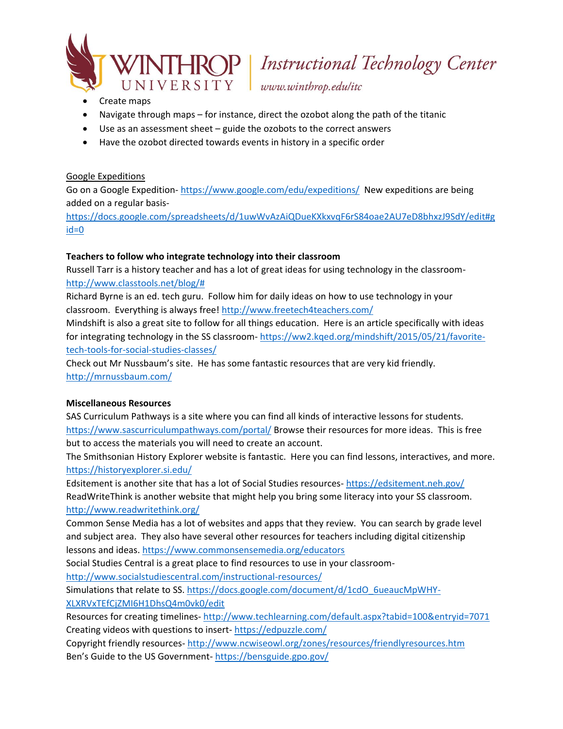- Create maps
- Navigate through maps – for instance, direct the ozobot along the path of the titanic
- Use as an assessment sheet – guide the ozobots to the correct answers
- Have the ozobot directed towards events in history in a specific order

Google Expeditions

Go on a Google Expedition- https://www.google.com/edu/expeditions/ New expeditions are being added on a regular basis- https://docs.google.com/spreadsheets/d/1uwWvAzAiQDueKXkxvqF6rS84oae2AU7eD8bhxzJ9SdY/edit#gid=0

**Teachers to follow who integrate technology into their classroom**

Russell Tarr is a history teacher and has a lot of great ideas for using technology in the classroom- http://www.classtools.net/blog/#

Richard Byrne is an ed. tech guru. Follow him for daily ideas on how to use technology in your classroom. Everything is always free! http://www.freetech4teachers.com/

Mindshift is also a great site to follow for all things education. Here is an article specifically with ideas for integrating technology in the SS classroom- https://ww2.kqed.org/mindshift/2015/05/21/favorite-tech-tools-for-social-studies-classes/

Check out Mr Nussbaum's site. He has some fantastic resources that are very kid friendly. http://mrnussbaum.com/

**Miscellaneous Resources**

SAS Curriculum Pathways is a site where you can find all kinds of interactive lessons for students. https://www.sascurriculumpathways.com/portal/ Browse their resources for more ideas. This is free but to access the materials you will need to create an account.

The Smithsonian History Explorer website is fantastic. Here you can find lessons, interactives, and more. https://historyexplorer.si.edu/

Edsitement is another site that has a lot of Social Studies resources- https://edsitement.neh.gov/

ReadWriteThink is another website that might help you bring some literacy into your SS classroom. http://www.readwritethink.org/

Common Sense Media has a lot of websites and apps that they review. You can search by grade level and subject area. They also have several other resources for teachers including digital citizenship lessons and ideas. https://www.commonsensemedia.org/educators

Social Studies Central is a great place to find resources to use in your classroom- http://www.socialstudiescentral.com/instructional-resources/

Simulations that relate to SS. https://docs.google.com/document/d/1cdO_6ueaucMpWHY-XLXRVxTEfCjZMI6H1DhsQ4m0vk0/edit

Resources for creating timelines- http://www.techlearning.com/default.aspx?tabid=100&entryid=7071

Creating videos with questions to insert- https://edpuzzle.com/

Copyright friendly resources- http://www.ncwiseowl.org/zones/resources/friendlyresources.htm

Ben's Guide to the US Government- https://bensguide.gpo.gov/